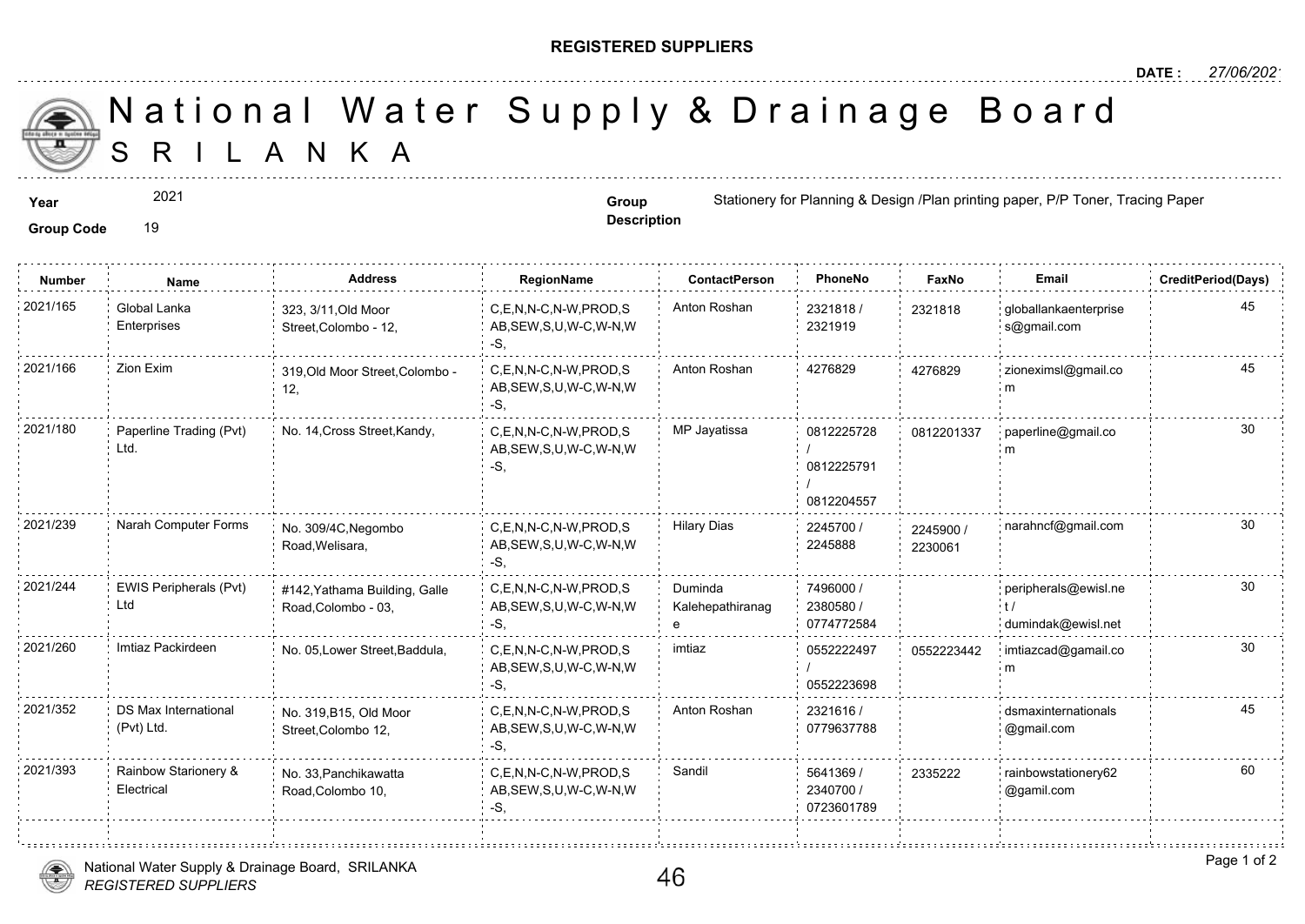**REGISTERED SUPPLIERS**

**DATE :** *27/06/2021*

# National Water Supply & Drainage Board
# SRILANKA

**Year** 2021

**Group Code** 19

**Group Description** Stationery for Planning & Design /Plan printing paper, P/P Toner, Tracing Paper

| Number | Name | Address | RegionName | ContactPerson | PhoneNo | FaxNo | Email | CreditPeriod(Days) |
|---|---|---|---|---|---|---|---|---|
| 2021/165 | Global Lanka Enterprises | 323, 3/11,Old Moor Street,Colombo - 12, | C,E,N,N-C,N-W,PROD,SAB,SEW,S,U,W-C,W-N,W-S, | Anton Roshan | 2321818 / 2321919 | 2321818 | globallankaenterprises@gmail.com | 45 |
| 2021/166 | Zion Exim | 319,Old Moor Street,Colombo - 12, | C,E,N,N-C,N-W,PROD,SAB,SEW,S,U,W-C,W-N,W-S, | Anton Roshan | 4276829 | 4276829 | zioneximsl@gmail.com | 45 |
| 2021/180 | Paperline Trading (Pvt) Ltd. | No. 14,Cross Street,Kandy, | C,E,N,N-C,N-W,PROD,SAB,SEW,S,U,W-C,W-N,W-S, | MP Jayatissa | 0812225728 / 0812225791 / 0812204557 | 0812201337 | paperline@gmail.com | 30 |
| 2021/239 | Narah Computer Forms | No. 309/4C,Negombo Road,Welisara, | C,E,N,N-C,N-W,PROD,SAB,SEW,S,U,W-C,W-N,W-S, | Hilary Dias | 2245700 / 2245888 | 2245900 / 2230061 | narahncf@gmail.com | 30 |
| 2021/244 | EWIS Peripherals (Pvt) Ltd | #142,Yathama Building, Galle Road,Colombo - 03, | C,E,N,N-C,N-W,PROD,SAB,SEW,S,U,W-C,W-N,W-S, | Duminda Kalehepathiranage | 7496000 / 2380580 / 0774772584 | | peripherals@ewisl.net / dumindak@ewisl.net | 30 |
| 2021/260 | Imtiaz Packirdeen | No. 05,Lower Street,Baddula, | C,E,N,N-C,N-W,PROD,SAB,SEW,S,U,W-C,W-N,W-S, | imtiaz | 0552222497 / 0552223698 | 0552223442 | imtiazcad@gamail.com | 30 |
| 2021/352 | DS Max International (Pvt) Ltd. | No. 319,B15, Old Moor Street,Colombo 12, | C,E,N,N-C,N-W,PROD,SAB,SEW,S,U,W-C,W-N,W-S, | Anton Roshan | 2321616 / 0779637788 | | dsmaxinternationals@gmail.com | 45 |
| 2021/393 | Rainbow Starionery & Electrical | No. 33,Panchikawatta Road,Colombo 10, | C,E,N,N-C,N-W,PROD,SAB,SEW,S,U,W-C,W-N,W-S, | Sandil | 5641369 / 2340700 / 0723601789 | 2335222 | rainbowstationery62@gamil.com | 60 |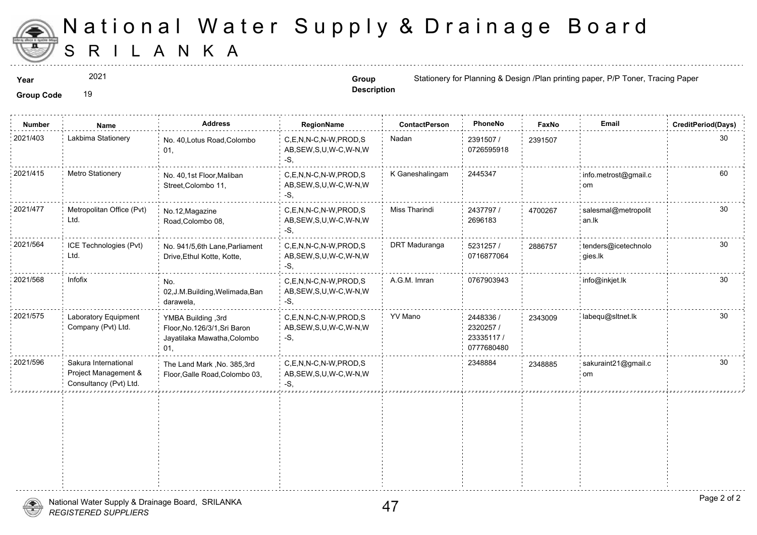# National Water Supply & Drainage Board

## SRILANKA

**Year** 2021

**Group Code** 19

**Group Description** Stationery for Planning & Design /Plan printing paper, P/P Toner, Tracing Paper

| Number | Name | Address | RegionName | ContactPerson | PhoneNo | FaxNo | Email | CreditPeriod(Days) |
|---|---|---|---|---|---|---|---|---|
| 2021/403 | Lakbima Stationery | No. 40,Lotus Road,Colombo 01, | C,E,N,N-C,N-W,PROD,SAB,SEW,S,U,W-C,W-N,W-S, | Nadan | 2391507 / 0726595918 | 2391507 | | 30 |
| 2021/415 | Metro Stationery | No. 40,1st Floor,Maliban Street,Colombo 11, | C,E,N,N-C,N-W,PROD,SAB,SEW,S,U,W-C,W-N,W-S, | K Ganeshalingam | 2445347 | | info.metrost@gmail.com | 60 |
| 2021/477 | Metropolitan Office (Pvt) Ltd. | No.12,Magazine Road,Colombo 08, | C,E,N,N-C,N-W,PROD,SAB,SEW,S,U,W-C,W-N,W-S, | Miss Tharindi | 2437797 / 2696183 | 4700267 | salesmal@metropolitan.lk | 30 |
| 2021/564 | ICE Technologies (Pvt) Ltd. | No. 941/5,6th Lane,Parliament Drive,Ethul Kotte, Kotte, | C,E,N,N-C,N-W,PROD,SAB,SEW,S,U,W-C,W-N,W-S, | DRT Maduranga | 5231257 / 0716877064 | 2886757 | tenders@icetechnologies.lk | 30 |
| 2021/568 | Infofix | No. 02,J.M.Building,Welimada,Bandarawela, | C,E,N,N-C,N-W,PROD,SAB,SEW,S,U,W-C,W-N,W-S, | A.G.M. Imran | 0767903943 | | info@inkjet.lk | 30 |
| 2021/575 | Laboratory Equipment Company (Pvt) Ltd. | YMBA Building ,3rd Floor,No.126/3/1,Sri Baron Jayatilaka Mawatha,Colombo 01, | C,E,N,N-C,N-W,PROD,SAB,SEW,S,U,W-C,W-N,W-S, | YV Mano | 2448336 / 2320257 / 23335117 / 0777680480 | 2343009 | labequ@sltnet.lk | 30 |
| 2021/596 | Sakura International Project Management & Consultancy (Pvt) Ltd. | The Land Mark ,No. 385,3rd Floor,Galle Road,Colombo 03, | C,E,N,N-C,N-W,PROD,SAB,SEW,S,U,W-C,W-N,W-S, | | 2348884 | 2348885 | sakuraint21@gmail.com | 30 |

National Water Supply & Drainage Board, SRILANKA

*REGISTERED SUPPLIERS*